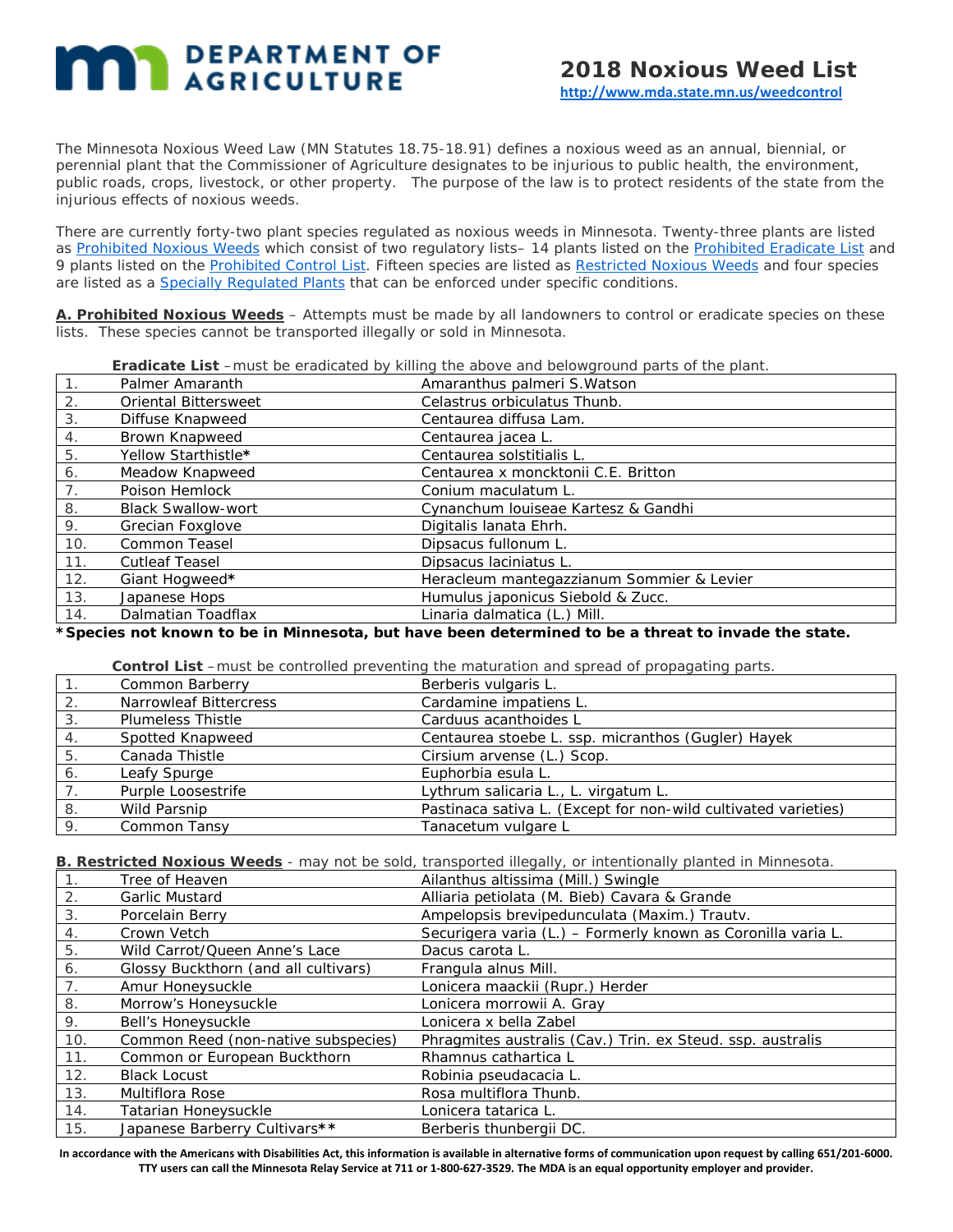# DEPARTMENT OF AGRICULTURE

## 2018 Noxious Weed List

http://www.mda.state.mn.us/weedcontrol

The Minnesota Noxious Weed Law (MN Statutes 18.75-18.91) defines a noxious weed as an annual, biennial, or perennial plant that the Commissioner of Agriculture designates to be injurious to public health, the environment, public roads, crops, livestock, or other property. The purpose of the law is to protect residents of the state from the injurious effects of noxious weeds.

There are currently forty-two plant species regulated as noxious weeds in Minnesota. Twenty-three plants are listed as Prohibited Noxious Weeds which consist of two regulatory lists– 14 plants listed on the Prohibited Eradicate List and 9 plants listed on the Prohibited Control List. Fifteen species are listed as Restricted Noxious Weeds and four species are listed as a Specially Regulated Plants that can be enforced under specific conditions.

**A. Prohibited Noxious Weeds** – Attempts must be made by all landowners to control or eradicate species on these lists. These species cannot be transported illegally or sold in Minnesota.

**Eradicate List** –must be eradicated by killing the above and belowground parts of the plant.

| | | |
|---|---|---|
| 1. | Palmer Amaranth | Amaranthus palmeri S.Watson |
| 2. | Oriental Bittersweet | Celastrus orbiculatus Thunb. |
| 3. | Diffuse Knapweed | Centaurea diffusa Lam. |
| 4. | Brown Knapweed | Centaurea jacea L. |
| 5. | Yellow Starthistle* | Centaurea solstitialis L. |
| 6. | Meadow Knapweed | Centaurea x moncktonii C.E. Britton |
| 7. | Poison Hemlock | Conium maculatum L. |
| 8. | Black Swallow-wort | Cynanchum louiseae Kartesz & Gandhi |
| 9. | Grecian Foxglove | Digitalis lanata Ehrh. |
| 10. | Common Teasel | Dipsacus fullonum L. |
| 11. | Cutleaf Teasel | Dipsacus laciniatus L. |
| 12. | Giant Hogweed* | Heracleum mantegazzianum Sommier & Levier |
| 13. | Japanese Hops | Humulus japonicus Siebold & Zucc. |
| 14. | Dalmatian Toadflax | Linaria dalmatica (L.) Mill. |

**\*Species not known to be in Minnesota, but have been determined to be a threat to invade the state.**

**Control List** –must be controlled preventing the maturation and spread of propagating parts.

| | | |
|---|---|---|
| 1. | Common Barberry | Berberis vulgaris L. |
| 2. | Narrowleaf Bittercress | Cardamine impatiens L. |
| 3. | Plumeless Thistle | Carduus acanthoides L |
| 4. | Spotted Knapweed | Centaurea stoebe L. ssp. micranthos (Gugler) Hayek |
| 5. | Canada Thistle | Cirsium arvense (L.) Scop. |
| 6. | Leafy Spurge | Euphorbia esula L. |
| 7. | Purple Loosestrife | Lythrum salicaria L., L. virgatum L. |
| 8. | Wild Parsnip | Pastinaca sativa L. (Except for non-wild cultivated varieties) |
| 9. | Common Tansy | Tanacetum vulgare L |

**B. Restricted Noxious Weeds** - may not be sold, transported illegally, or intentionally planted in Minnesota.

| | | |
|---|---|---|
| 1. | Tree of Heaven | Ailanthus altissima (Mill.) Swingle |
| 2. | Garlic Mustard | Alliaria petiolata (M. Bieb) Cavara & Grande |
| 3. | Porcelain Berry | Ampelopsis brevipedunculata (Maxim.) Trautv. |
| 4. | Crown Vetch | Securigera varia (L.) – Formerly known as Coronilla varia L. |
| 5. | Wild Carrot/Queen Anne's Lace | Dacus carota L. |
| 6. | Glossy Buckthorn (and all cultivars) | Frangula alnus Mill. |
| 7. | Amur Honeysuckle | Lonicera maackii (Rupr.) Herder |
| 8. | Morrow's Honeysuckle | Lonicera morrowii A. Gray |
| 9. | Bell's Honeysuckle | Lonicera x bella Zabel |
| 10. | Common Reed (non-native subspecies) | Phragmites australis (Cav.) Trin. ex Steud. ssp. australis |
| 11. | Common or European Buckthorn | Rhamnus cathartica L |
| 12. | Black Locust | Robinia pseudacacia L. |
| 13. | Multiflora Rose | Rosa multiflora Thunb. |
| 14. | Tatarian Honeysuckle | Lonicera tatarica L. |
| 15. | Japanese Barberry Cultivars** | Berberis thunbergii DC. |

**In accordance with the Americans with Disabilities Act, this information is available in alternative forms of communication upon request by calling 651/201-6000. TTY users can call the Minnesota Relay Service at 711 or 1-800-627-3529. The MDA is an equal opportunity employer and provider.**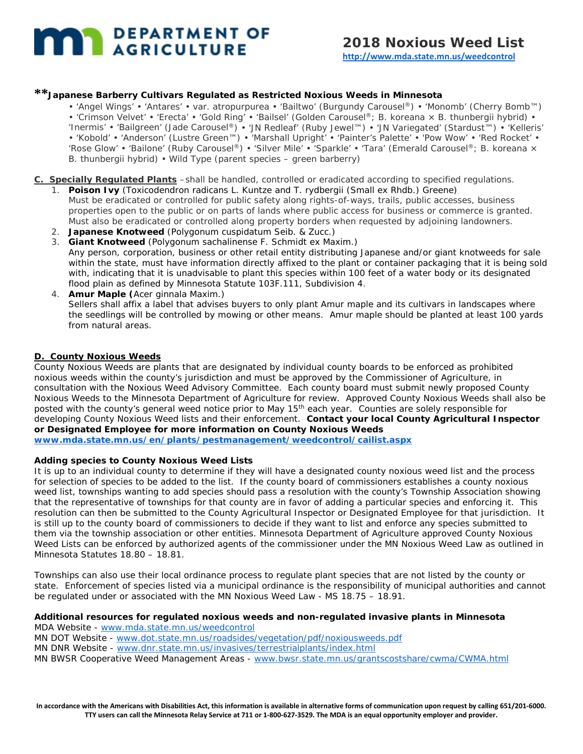**Japanese Barberry Cultivars Regulated as Restricted Noxious Weeds in Minnesota

• 'Angel Wings' • 'Antares' • var. atropurpurea • 'Bailtwo' (Burgundy Carousel®) • 'Monomb' (Cherry Bomb™) • 'Crimson Velvet' • 'Erecta' • 'Gold Ring' • 'Bailsel' (Golden Carousel®; B. koreana × B. thunbergii hybrid) • 'Inermis' • 'Bailgreen' (Jade Carousel®) • 'JN Redleaf' (Ruby Jewel™) • 'JN Variegated' (Stardust™) • 'Kelleris' • 'Kobold' • 'Anderson' (Lustre Green™) • 'Marshall Upright' • 'Painter's Palette' • 'Pow Wow' • 'Red Rocket' • 'Rose Glow' • 'Bailone' (Ruby Carousel®) • 'Silver Mile' • 'Sparkle' • 'Tara' (Emerald Carousel®; B. koreana × B. thunbergii hybrid) • Wild Type (parent species – green barberry)

**C. Specially Regulated Plants** –shall be handled, controlled or eradicated according to specified regulations.

1. **Poison Ivy** (Toxicodendron radicans L. Kuntze and T. rydbergii (Small ex Rhdb.) Greene)
   Must be eradicated or controlled for public safety along rights-of-ways, trails, public accesses, business properties open to the public or on parts of lands where public access for business or commerce is granted. Must also be eradicated or controlled along property borders when requested by adjoining landowners.
2. **Japanese Knotweed** (Polygonum cuspidatum Seib. & Zucc.)
3. **Giant Knotweed** (Polygonum sachalinense F. Schmidt ex Maxim.)
   Any person, corporation, business or other retail entity distributing Japanese and/or giant knotweeds for sale within the state, must have information directly affixed to the plant or container packaging that it is being sold with, indicating that it is unadvisable to plant this species within 100 feet of a water body or its designated flood plain as defined by Minnesota Statute 103F.111, Subdivision 4.
4. **Amur Maple (**Acer ginnala Maxim.)
   Sellers shall affix a label that advises buyers to only plant Amur maple and its cultivars in landscapes where the seedlings will be controlled by mowing or other means. Amur maple should be planted at least 100 yards from natural areas.

## D. County Noxious Weeds

County Noxious Weeds are plants that are designated by individual county boards to be enforced as prohibited noxious weeds within the county's jurisdiction and must be approved by the Commissioner of Agriculture, in consultation with the Noxious Weed Advisory Committee. Each county board must submit newly proposed County Noxious Weeds to the Minnesota Department of Agriculture for review. Approved County Noxious Weeds shall also be posted with the county's general weed notice prior to May 15th each year. Counties are solely responsible for developing County Noxious Weed lists and their enforcement. **Contact your local County Agricultural Inspector or Designated Employee for more information on County Noxious Weeds**
**www.mda.state.mn.us/en/plants/pestmanagement/weedcontrol/cailist.aspx**

**Adding species to County Noxious Weed Lists**

It is up to an individual county to determine if they will have a designated county noxious weed list and the process for selection of species to be added to the list. If the county board of commissioners establishes a county noxious weed list, townships wanting to add species should pass a resolution with the county's Township Association showing that the representative of townships for that county are in favor of adding a particular species and enforcing it. This resolution can then be submitted to the County Agricultural Inspector or Designated Employee for that jurisdiction. It is still up to the county board of commissioners to decide if they want to list and enforce any species submitted to them via the township association or other entities. Minnesota Department of Agriculture approved County Noxious Weed Lists can be enforced by authorized agents of the commissioner under the MN Noxious Weed Law as outlined in Minnesota Statutes 18.80 – 18.81.

Townships can also use their local ordinance process to regulate plant species that are not listed by the county or state. Enforcement of species listed via a municipal ordinance is the responsibility of municipal authorities and cannot be regulated under or associated with the MN Noxious Weed Law - MS 18.75 – 18.91.

**Additional resources for regulated noxious weeds and non-regulated invasive plants in Minnesota**

MDA Website - www.mda.state.mn.us/weedcontrol
MN DOT Website - www.dot.state.mn.us/roadsides/vegetation/pdf/noxiousweeds.pdf
MN DNR Website - www.dnr.state.mn.us/invasives/terrestrialplants/index.html
MN BWSR Cooperative Weed Management Areas - www.bwsr.state.mn.us/grantscostshare/cwma/CWMA.html

**In accordance with the Americans with Disabilities Act, this information is available in alternative forms of communication upon request by calling 651/201-6000. TTY users can call the Minnesota Relay Service at 711 or 1-800-627-3529. The MDA is an equal opportunity employer and provider.**